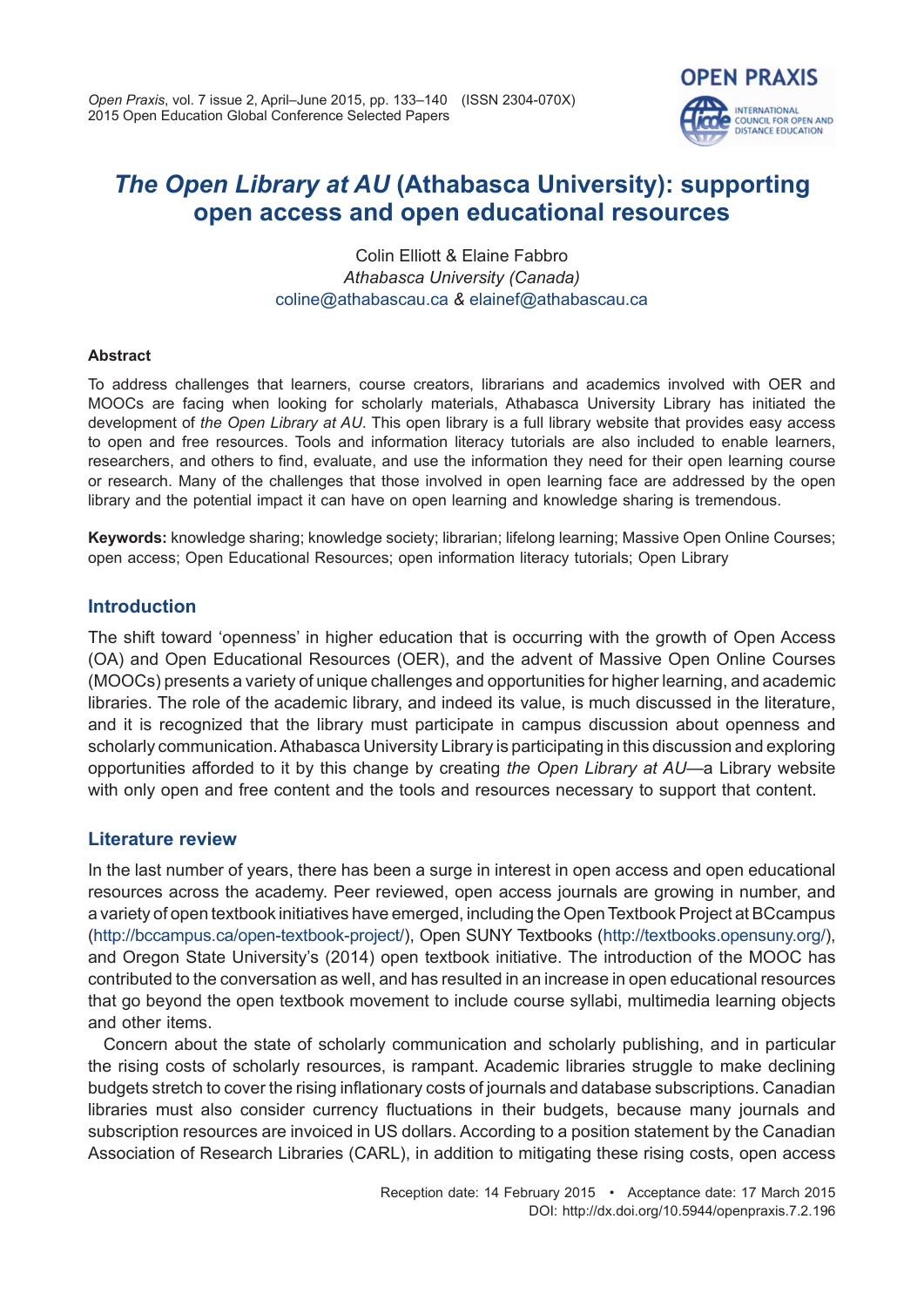# *The Open Library at AU* (Athabasca University): supporting open access and open educational resources

Colin Elliott & Elaine Fabbro
*Athabasca University (Canada)*
coline@athabascau.ca & elainef@athabascau.ca

**Abstract**

To address challenges that learners, course creators, librarians and academics involved with OER and MOOCs are facing when looking for scholarly materials, Athabasca University Library has initiated the development of *the Open Library at AU*. This open library is a full library website that provides easy access to open and free resources. Tools and information literacy tutorials are also included to enable learners, researchers, and others to find, evaluate, and use the information they need for their open learning course or research. Many of the challenges that those involved in open learning face are addressed by the open library and the potential impact it can have on open learning and knowledge sharing is tremendous.

**Keywords:** knowledge sharing; knowledge society; librarian; lifelong learning; Massive Open Online Courses; open access; Open Educational Resources; open information literacy tutorials; Open Library

## Introduction

The shift toward 'openness' in higher education that is occurring with the growth of Open Access (OA) and Open Educational Resources (OER), and the advent of Massive Open Online Courses (MOOCs) presents a variety of unique challenges and opportunities for higher learning, and academic libraries. The role of the academic library, and indeed its value, is much discussed in the literature, and it is recognized that the library must participate in campus discussion about openness and scholarly communication. Athabasca University Library is participating in this discussion and exploring opportunities afforded to it by this change by creating *the Open Library at AU*—a Library website with only open and free content and the tools and resources necessary to support that content.

## Literature review

In the last number of years, there has been a surge in interest in open access and open educational resources across the academy. Peer reviewed, open access journals are growing in number, and a variety of open textbook initiatives have emerged, including the Open Textbook Project at BCcampus (http://bccampus.ca/open-textbook-project/), Open SUNY Textbooks (http://textbooks.opensuny.org/), and Oregon State University's (2014) open textbook initiative. The introduction of the MOOC has contributed to the conversation as well, and has resulted in an increase in open educational resources that go beyond the open textbook movement to include course syllabi, multimedia learning objects and other items.

Concern about the state of scholarly communication and scholarly publishing, and in particular the rising costs of scholarly resources, is rampant. Academic libraries struggle to make declining budgets stretch to cover the rising inflationary costs of journals and database subscriptions. Canadian libraries must also consider currency fluctuations in their budgets, because many journals and subscription resources are invoiced in US dollars. According to a position statement by the Canadian Association of Research Libraries (CARL), in addition to mitigating these rising costs, open access

Reception date: 14 February 2015 • Acceptance date: 17 March 2015
DOI: http://dx.doi.org/10.5944/openpraxis.7.2.196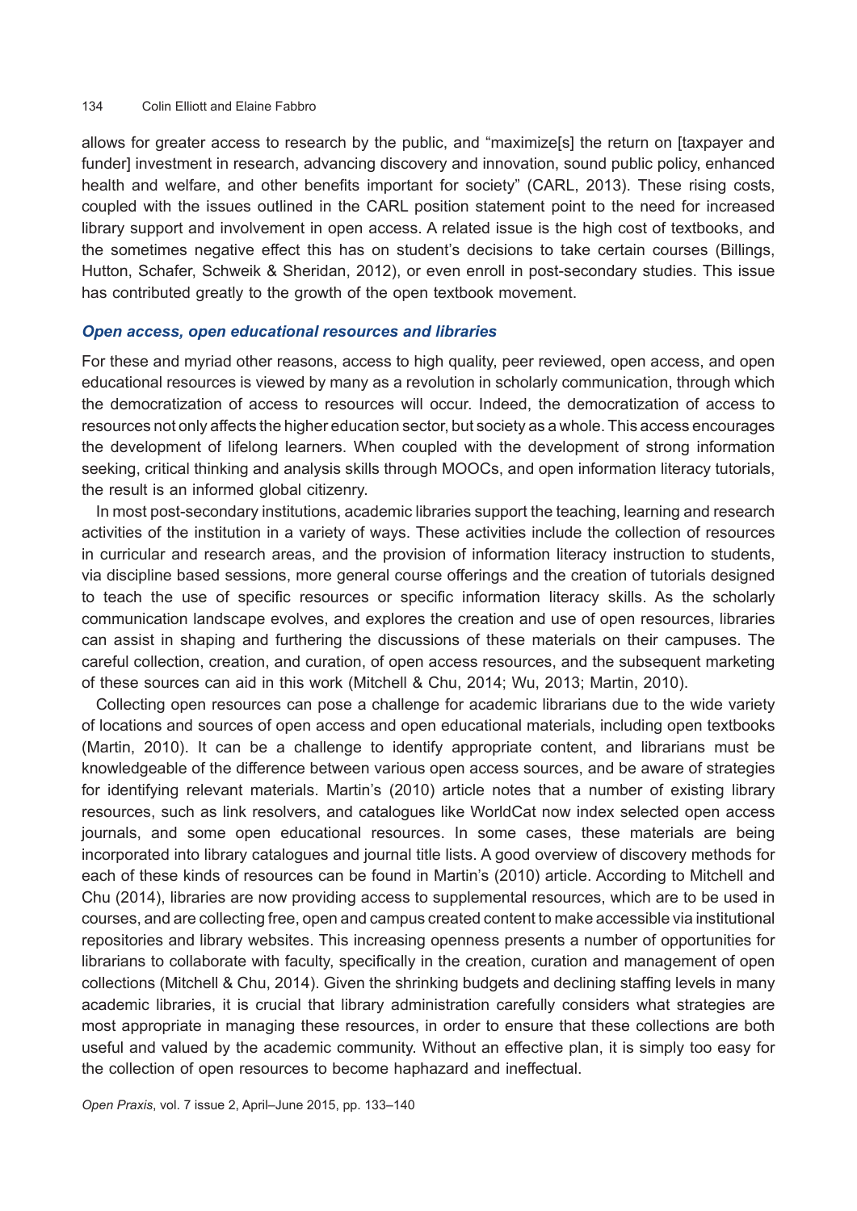allows for greater access to research by the public, and "maximize[s] the return on [taxpayer and funder] investment in research, advancing discovery and innovation, sound public policy, enhanced health and welfare, and other benefits important for society" (CARL, 2013). These rising costs, coupled with the issues outlined in the CARL position statement point to the need for increased library support and involvement in open access. A related issue is the high cost of textbooks, and the sometimes negative effect this has on student's decisions to take certain courses (Billings, Hutton, Schafer, Schweik & Sheridan, 2012), or even enroll in post-secondary studies. This issue has contributed greatly to the growth of the open textbook movement.

### *Open access, open educational resources and libraries*

For these and myriad other reasons, access to high quality, peer reviewed, open access, and open educational resources is viewed by many as a revolution in scholarly communication, through which the democratization of access to resources will occur. Indeed, the democratization of access to resources not only affects the higher education sector, but society as a whole. This access encourages the development of lifelong learners. When coupled with the development of strong information seeking, critical thinking and analysis skills through MOOCs, and open information literacy tutorials, the result is an informed global citizenry.

In most post-secondary institutions, academic libraries support the teaching, learning and research activities of the institution in a variety of ways. These activities include the collection of resources in curricular and research areas, and the provision of information literacy instruction to students, via discipline based sessions, more general course offerings and the creation of tutorials designed to teach the use of specific resources or specific information literacy skills. As the scholarly communication landscape evolves, and explores the creation and use of open resources, libraries can assist in shaping and furthering the discussions of these materials on their campuses. The careful collection, creation, and curation, of open access resources, and the subsequent marketing of these sources can aid in this work (Mitchell & Chu, 2014; Wu, 2013; Martin, 2010).

Collecting open resources can pose a challenge for academic librarians due to the wide variety of locations and sources of open access and open educational materials, including open textbooks (Martin, 2010). It can be a challenge to identify appropriate content, and librarians must be knowledgeable of the difference between various open access sources, and be aware of strategies for identifying relevant materials. Martin's (2010) article notes that a number of existing library resources, such as link resolvers, and catalogues like WorldCat now index selected open access journals, and some open educational resources. In some cases, these materials are being incorporated into library catalogues and journal title lists. A good overview of discovery methods for each of these kinds of resources can be found in Martin's (2010) article. According to Mitchell and Chu (2014), libraries are now providing access to supplemental resources, which are to be used in courses, and are collecting free, open and campus created content to make accessible via institutional repositories and library websites. This increasing openness presents a number of opportunities for librarians to collaborate with faculty, specifically in the creation, curation and management of open collections (Mitchell & Chu, 2014). Given the shrinking budgets and declining staffing levels in many academic libraries, it is crucial that library administration carefully considers what strategies are most appropriate in managing these resources, in order to ensure that these collections are both useful and valued by the academic community. Without an effective plan, it is simply too easy for the collection of open resources to become haphazard and ineffectual.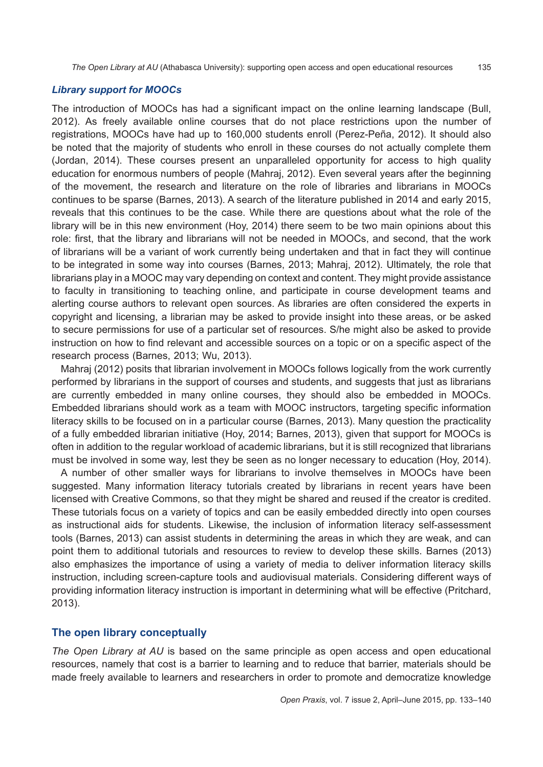### *Library support for MOOCs*

The introduction of MOOCs has had a significant impact on the online learning landscape (Bull, 2012). As freely available online courses that do not place restrictions upon the number of registrations, MOOCs have had up to 160,000 students enroll (Perez-Peña, 2012). It should also be noted that the majority of students who enroll in these courses do not actually complete them (Jordan, 2014). These courses present an unparalleled opportunity for access to high quality education for enormous numbers of people (Mahraj, 2012). Even several years after the beginning of the movement, the research and literature on the role of libraries and librarians in MOOCs continues to be sparse (Barnes, 2013). A search of the literature published in 2014 and early 2015, reveals that this continues to be the case. While there are questions about what the role of the library will be in this new environment (Hoy, 2014) there seem to be two main opinions about this role: first, that the library and librarians will not be needed in MOOCs, and second, that the work of librarians will be a variant of work currently being undertaken and that in fact they will continue to be integrated in some way into courses (Barnes, 2013; Mahraj, 2012). Ultimately, the role that librarians play in a MOOC may vary depending on context and content. They might provide assistance to faculty in transitioning to teaching online, and participate in course development teams and alerting course authors to relevant open sources. As libraries are often considered the experts in copyright and licensing, a librarian may be asked to provide insight into these areas, or be asked to secure permissions for use of a particular set of resources. S/he might also be asked to provide instruction on how to find relevant and accessible sources on a topic or on a specific aspect of the research process (Barnes, 2013; Wu, 2013).

Mahraj (2012) posits that librarian involvement in MOOCs follows logically from the work currently performed by librarians in the support of courses and students, and suggests that just as librarians are currently embedded in many online courses, they should also be embedded in MOOCs. Embedded librarians should work as a team with MOOC instructors, targeting specific information literacy skills to be focused on in a particular course (Barnes, 2013). Many question the practicality of a fully embedded librarian initiative (Hoy, 2014; Barnes, 2013), given that support for MOOCs is often in addition to the regular workload of academic librarians, but it is still recognized that librarians must be involved in some way, lest they be seen as no longer necessary to education (Hoy, 2014).

A number of other smaller ways for librarians to involve themselves in MOOCs have been suggested. Many information literacy tutorials created by librarians in recent years have been licensed with Creative Commons, so that they might be shared and reused if the creator is credited. These tutorials focus on a variety of topics and can be easily embedded directly into open courses as instructional aids for students. Likewise, the inclusion of information literacy self-assessment tools (Barnes, 2013) can assist students in determining the areas in which they are weak, and can point them to additional tutorials and resources to review to develop these skills. Barnes (2013) also emphasizes the importance of using a variety of media to deliver information literacy skills instruction, including screen-capture tools and audiovisual materials. Considering different ways of providing information literacy instruction is important in determining what will be effective (Pritchard, 2013).

## The open library conceptually

*The Open Library at AU* is based on the same principle as open access and open educational resources, namely that cost is a barrier to learning and to reduce that barrier, materials should be made freely available to learners and researchers in order to promote and democratize knowledge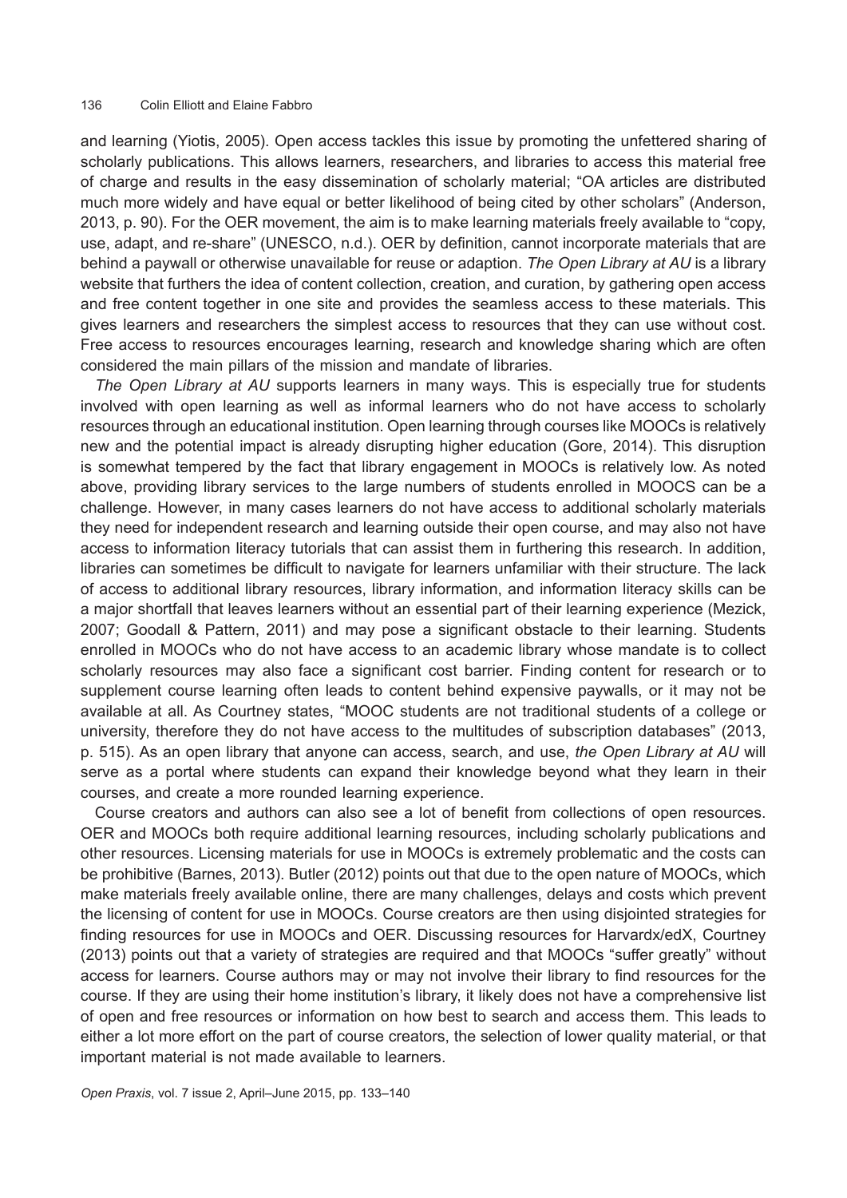and learning (Yiotis, 2005). Open access tackles this issue by promoting the unfettered sharing of scholarly publications. This allows learners, researchers, and libraries to access this material free of charge and results in the easy dissemination of scholarly material; "OA articles are distributed much more widely and have equal or better likelihood of being cited by other scholars" (Anderson, 2013, p. 90). For the OER movement, the aim is to make learning materials freely available to "copy, use, adapt, and re-share" (UNESCO, n.d.). OER by definition, cannot incorporate materials that are behind a paywall or otherwise unavailable for reuse or adaption. *The Open Library at AU* is a library website that furthers the idea of content collection, creation, and curation, by gathering open access and free content together in one site and provides the seamless access to these materials. This gives learners and researchers the simplest access to resources that they can use without cost. Free access to resources encourages learning, research and knowledge sharing which are often considered the main pillars of the mission and mandate of libraries.

*The Open Library at AU* supports learners in many ways. This is especially true for students involved with open learning as well as informal learners who do not have access to scholarly resources through an educational institution. Open learning through courses like MOOCs is relatively new and the potential impact is already disrupting higher education (Gore, 2014). This disruption is somewhat tempered by the fact that library engagement in MOOCs is relatively low. As noted above, providing library services to the large numbers of students enrolled in MOOCS can be a challenge. However, in many cases learners do not have access to additional scholarly materials they need for independent research and learning outside their open course, and may also not have access to information literacy tutorials that can assist them in furthering this research. In addition, libraries can sometimes be difficult to navigate for learners unfamiliar with their structure. The lack of access to additional library resources, library information, and information literacy skills can be a major shortfall that leaves learners without an essential part of their learning experience (Mezick, 2007; Goodall & Pattern, 2011) and may pose a significant obstacle to their learning. Students enrolled in MOOCs who do not have access to an academic library whose mandate is to collect scholarly resources may also face a significant cost barrier. Finding content for research or to supplement course learning often leads to content behind expensive paywalls, or it may not be available at all. As Courtney states, "MOOC students are not traditional students of a college or university, therefore they do not have access to the multitudes of subscription databases" (2013, p. 515). As an open library that anyone can access, search, and use, *the Open Library at AU* will serve as a portal where students can expand their knowledge beyond what they learn in their courses, and create a more rounded learning experience.

Course creators and authors can also see a lot of benefit from collections of open resources. OER and MOOCs both require additional learning resources, including scholarly publications and other resources. Licensing materials for use in MOOCs is extremely problematic and the costs can be prohibitive (Barnes, 2013). Butler (2012) points out that due to the open nature of MOOCs, which make materials freely available online, there are many challenges, delays and costs which prevent the licensing of content for use in MOOCs. Course creators are then using disjointed strategies for finding resources for use in MOOCs and OER. Discussing resources for Harvardx/edX, Courtney (2013) points out that a variety of strategies are required and that MOOCs "suffer greatly" without access for learners. Course authors may or may not involve their library to find resources for the course. If they are using their home institution's library, it likely does not have a comprehensive list of open and free resources or information on how best to search and access them. This leads to either a lot more effort on the part of course creators, the selection of lower quality material, or that important material is not made available to learners.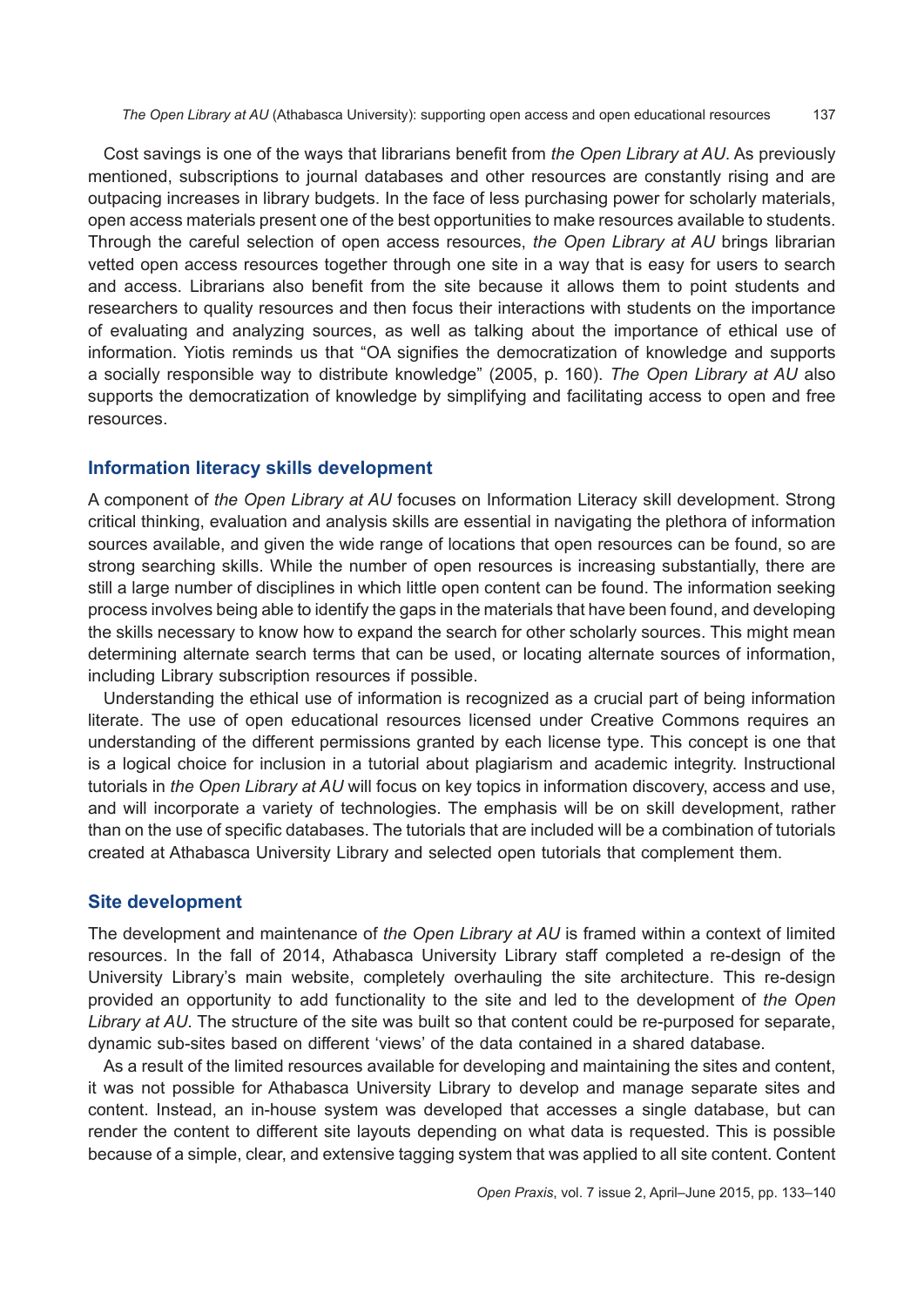Cost savings is one of the ways that librarians benefit from *the Open Library at AU*. As previously mentioned, subscriptions to journal databases and other resources are constantly rising and are outpacing increases in library budgets. In the face of less purchasing power for scholarly materials, open access materials present one of the best opportunities to make resources available to students. Through the careful selection of open access resources, *the Open Library at AU* brings librarian vetted open access resources together through one site in a way that is easy for users to search and access. Librarians also benefit from the site because it allows them to point students and researchers to quality resources and then focus their interactions with students on the importance of evaluating and analyzing sources, as well as talking about the importance of ethical use of information. Yiotis reminds us that "OA signifies the democratization of knowledge and supports a socially responsible way to distribute knowledge" (2005, p. 160). *The Open Library at AU* also supports the democratization of knowledge by simplifying and facilitating access to open and free resources.

## Information literacy skills development

A component of *the Open Library at AU* focuses on Information Literacy skill development. Strong critical thinking, evaluation and analysis skills are essential in navigating the plethora of information sources available, and given the wide range of locations that open resources can be found, so are strong searching skills. While the number of open resources is increasing substantially, there are still a large number of disciplines in which little open content can be found. The information seeking process involves being able to identify the gaps in the materials that have been found, and developing the skills necessary to know how to expand the search for other scholarly sources. This might mean determining alternate search terms that can be used, or locating alternate sources of information, including Library subscription resources if possible.

Understanding the ethical use of information is recognized as a crucial part of being information literate. The use of open educational resources licensed under Creative Commons requires an understanding of the different permissions granted by each license type. This concept is one that is a logical choice for inclusion in a tutorial about plagiarism and academic integrity. Instructional tutorials in *the Open Library at AU* will focus on key topics in information discovery, access and use, and will incorporate a variety of technologies. The emphasis will be on skill development, rather than on the use of specific databases. The tutorials that are included will be a combination of tutorials created at Athabasca University Library and selected open tutorials that complement them.

## Site development

The development and maintenance of *the Open Library at AU* is framed within a context of limited resources. In the fall of 2014, Athabasca University Library staff completed a re-design of the University Library's main website, completely overhauling the site architecture. This re-design provided an opportunity to add functionality to the site and led to the development of *the Open Library at AU*. The structure of the site was built so that content could be re-purposed for separate, dynamic sub-sites based on different 'views' of the data contained in a shared database.

As a result of the limited resources available for developing and maintaining the sites and content, it was not possible for Athabasca University Library to develop and manage separate sites and content. Instead, an in-house system was developed that accesses a single database, but can render the content to different site layouts depending on what data is requested. This is possible because of a simple, clear, and extensive tagging system that was applied to all site content. Content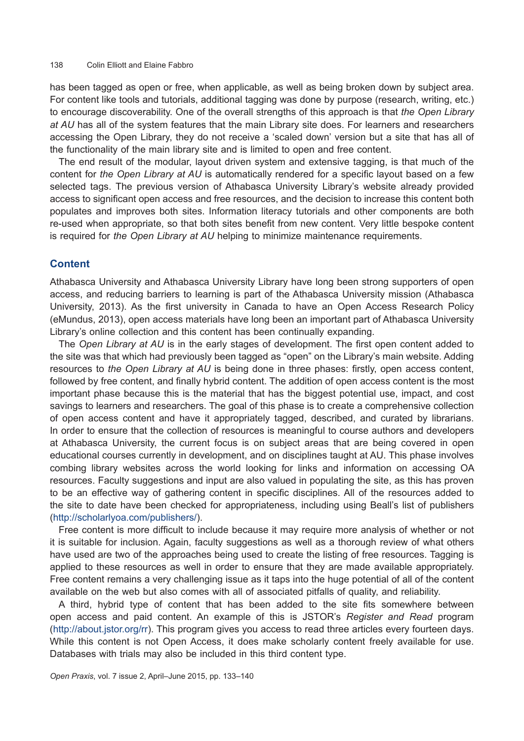has been tagged as open or free, when applicable, as well as being broken down by subject area. For content like tools and tutorials, additional tagging was done by purpose (research, writing, etc.) to encourage discoverability. One of the overall strengths of this approach is that *the Open Library at AU* has all of the system features that the main Library site does. For learners and researchers accessing the Open Library, they do not receive a 'scaled down' version but a site that has all of the functionality of the main library site and is limited to open and free content.

The end result of the modular, layout driven system and extensive tagging, is that much of the content for *the Open Library at AU* is automatically rendered for a specific layout based on a few selected tags. The previous version of Athabasca University Library's website already provided access to significant open access and free resources, and the decision to increase this content both populates and improves both sites. Information literacy tutorials and other components are both re-used when appropriate, so that both sites benefit from new content. Very little bespoke content is required for *the Open Library at AU* helping to minimize maintenance requirements.

## Content

Athabasca University and Athabasca University Library have long been strong supporters of open access, and reducing barriers to learning is part of the Athabasca University mission (Athabasca University, 2013). As the first university in Canada to have an Open Access Research Policy (eMundus, 2013), open access materials have long been an important part of Athabasca University Library's online collection and this content has been continually expanding.

The *Open Library at AU* is in the early stages of development. The first open content added to the site was that which had previously been tagged as "open" on the Library's main website. Adding resources to *the Open Library at AU* is being done in three phases: firstly, open access content, followed by free content, and finally hybrid content. The addition of open access content is the most important phase because this is the material that has the biggest potential use, impact, and cost savings to learners and researchers. The goal of this phase is to create a comprehensive collection of open access content and have it appropriately tagged, described, and curated by librarians. In order to ensure that the collection of resources is meaningful to course authors and developers at Athabasca University, the current focus is on subject areas that are being covered in open educational courses currently in development, and on disciplines taught at AU. This phase involves combing library websites across the world looking for links and information on accessing OA resources. Faculty suggestions and input are also valued in populating the site, as this has proven to be an effective way of gathering content in specific disciplines. All of the resources added to the site to date have been checked for appropriateness, including using Beall's list of publishers (http://scholarlyoa.com/publishers/).

Free content is more difficult to include because it may require more analysis of whether or not it is suitable for inclusion. Again, faculty suggestions as well as a thorough review of what others have used are two of the approaches being used to create the listing of free resources. Tagging is applied to these resources as well in order to ensure that they are made available appropriately. Free content remains a very challenging issue as it taps into the huge potential of all of the content available on the web but also comes with all of associated pitfalls of quality, and reliability.

A third, hybrid type of content that has been added to the site fits somewhere between open access and paid content. An example of this is JSTOR's *Register and Read* program (http://about.jstor.org/rr). This program gives you access to read three articles every fourteen days. While this content is not Open Access, it does make scholarly content freely available for use. Databases with trials may also be included in this third content type.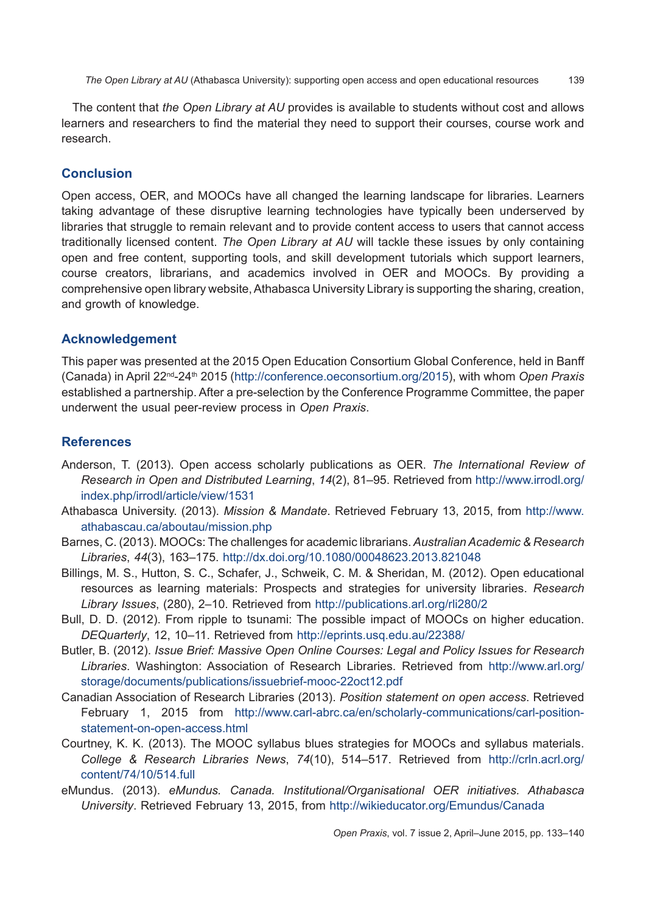The content that *the Open Library at AU* provides is available to students without cost and allows learners and researchers to find the material they need to support their courses, course work and research.

## Conclusion

Open access, OER, and MOOCs have all changed the learning landscape for libraries. Learners taking advantage of these disruptive learning technologies have typically been underserved by libraries that struggle to remain relevant and to provide content access to users that cannot access traditionally licensed content. *The Open Library at AU* will tackle these issues by only containing open and free content, supporting tools, and skill development tutorials which support learners, course creators, librarians, and academics involved in OER and MOOCs. By providing a comprehensive open library website, Athabasca University Library is supporting the sharing, creation, and growth of knowledge.

## Acknowledgement

This paper was presented at the 2015 Open Education Consortium Global Conference, held in Banff (Canada) in April 22nd-24th 2015 (http://conference.oeconsortium.org/2015), with whom *Open Praxis* established a partnership. After a pre-selection by the Conference Programme Committee, the paper underwent the usual peer-review process in *Open Praxis*.

## References

Anderson, T. (2013). Open access scholarly publications as OER. *The International Review of Research in Open and Distributed Learning*, *14*(2), 81–95. Retrieved from http://www.irrodl.org/index.php/irrodl/article/view/1531

Athabasca University. (2013). *Mission & Mandate*. Retrieved February 13, 2015, from http://www.athabascau.ca/aboutau/mission.php

Barnes, C. (2013). MOOCs: The challenges for academic librarians. *Australian Academic & Research Libraries*, *44*(3), 163–175. http://dx.doi.org/10.1080/00048623.2013.821048

Billings, M. S., Hutton, S. C., Schafer, J., Schweik, C. M. & Sheridan, M. (2012). Open educational resources as learning materials: Prospects and strategies for university libraries. *Research Library Issues*, (280), 2–10. Retrieved from http://publications.arl.org/rli280/2

Bull, D. D. (2012). From ripple to tsunami: The possible impact of MOOCs on higher education. *DEQuarterly*, 12, 10–11. Retrieved from http://eprints.usq.edu.au/22388/

Butler, B. (2012). *Issue Brief: Massive Open Online Courses: Legal and Policy Issues for Research Libraries*. Washington: Association of Research Libraries. Retrieved from http://www.arl.org/storage/documents/publications/issuebrief-mooc-22oct12.pdf

Canadian Association of Research Libraries (2013). *Position statement on open access*. Retrieved February 1, 2015 from http://www.carl-abrc.ca/en/scholarly-communications/carl-position-statement-on-open-access.html

Courtney, K. K. (2013). The MOOC syllabus blues strategies for MOOCs and syllabus materials. *College & Research Libraries News*, *74*(10), 514–517. Retrieved from http://crln.acrl.org/content/74/10/514.full

eMundus. (2013). *eMundus. Canada. Institutional/Organisational OER initiatives. Athabasca University*. Retrieved February 13, 2015, from http://wikieducator.org/Emundus/Canada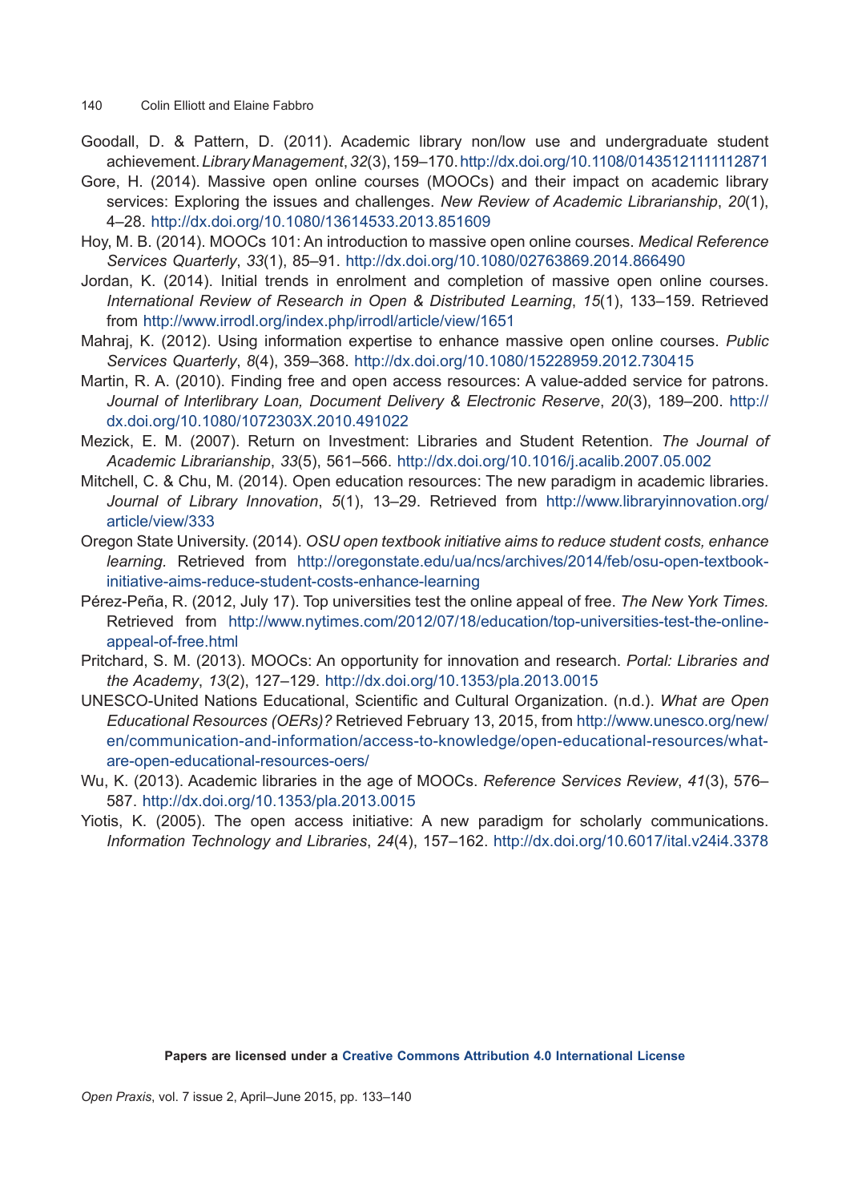Goodall, D. & Pattern, D. (2011). Academic library non/low use and undergraduate student achievement. *Library Management*, *32*(3), 159–170. http://dx.doi.org/10.1108/01435121111112871

Gore, H. (2014). Massive open online courses (MOOCs) and their impact on academic library services: Exploring the issues and challenges. *New Review of Academic Librarianship*, *20*(1), 4–28. http://dx.doi.org/10.1080/13614533.2013.851609

Hoy, M. B. (2014). MOOCs 101: An introduction to massive open online courses. *Medical Reference Services Quarterly*, *33*(1), 85–91. http://dx.doi.org/10.1080/02763869.2014.866490

Jordan, K. (2014). Initial trends in enrolment and completion of massive open online courses. *International Review of Research in Open & Distributed Learning*, *15*(1), 133–159. Retrieved from http://www.irrodl.org/index.php/irrodl/article/view/1651

Mahraj, K. (2012). Using information expertise to enhance massive open online courses. *Public Services Quarterly*, *8*(4), 359–368. http://dx.doi.org/10.1080/15228959.2012.730415

Martin, R. A. (2010). Finding free and open access resources: A value-added service for patrons. *Journal of Interlibrary Loan, Document Delivery & Electronic Reserve*, *20*(3), 189–200. http://dx.doi.org/10.1080/1072303X.2010.491022

Mezick, E. M. (2007). Return on Investment: Libraries and Student Retention. *The Journal of Academic Librarianship*, *33*(5), 561–566. http://dx.doi.org/10.1016/j.acalib.2007.05.002

Mitchell, C. & Chu, M. (2014). Open education resources: The new paradigm in academic libraries. *Journal of Library Innovation*, *5*(1), 13–29. Retrieved from http://www.libraryinnovation.org/article/view/333

Oregon State University. (2014). *OSU open textbook initiative aims to reduce student costs, enhance learning.* Retrieved from http://oregonstate.edu/ua/ncs/archives/2014/feb/osu-open-textbook-initiative-aims-reduce-student-costs-enhance-learning

Pérez-Peña, R. (2012, July 17). Top universities test the online appeal of free. *The New York Times.* Retrieved from http://www.nytimes.com/2012/07/18/education/top-universities-test-the-online-appeal-of-free.html

Pritchard, S. M. (2013). MOOCs: An opportunity for innovation and research. *Portal: Libraries and the Academy*, *13*(2), 127–129. http://dx.doi.org/10.1353/pla.2013.0015

UNESCO-United Nations Educational, Scientific and Cultural Organization. (n.d.). *What are Open Educational Resources (OERs)?* Retrieved February 13, 2015, from http://www.unesco.org/new/en/communication-and-information/access-to-knowledge/open-educational-resources/what-are-open-educational-resources-oers/

Wu, K. (2013). Academic libraries in the age of MOOCs. *Reference Services Review*, *41*(3), 576–587. http://dx.doi.org/10.1353/pla.2013.0015

Yiotis, K. (2005). The open access initiative: A new paradigm for scholarly communications. *Information Technology and Libraries*, *24*(4), 157–162. http://dx.doi.org/10.6017/ital.v24i4.3378

**Papers are licensed under a Creative Commons Attribution 4.0 International License**